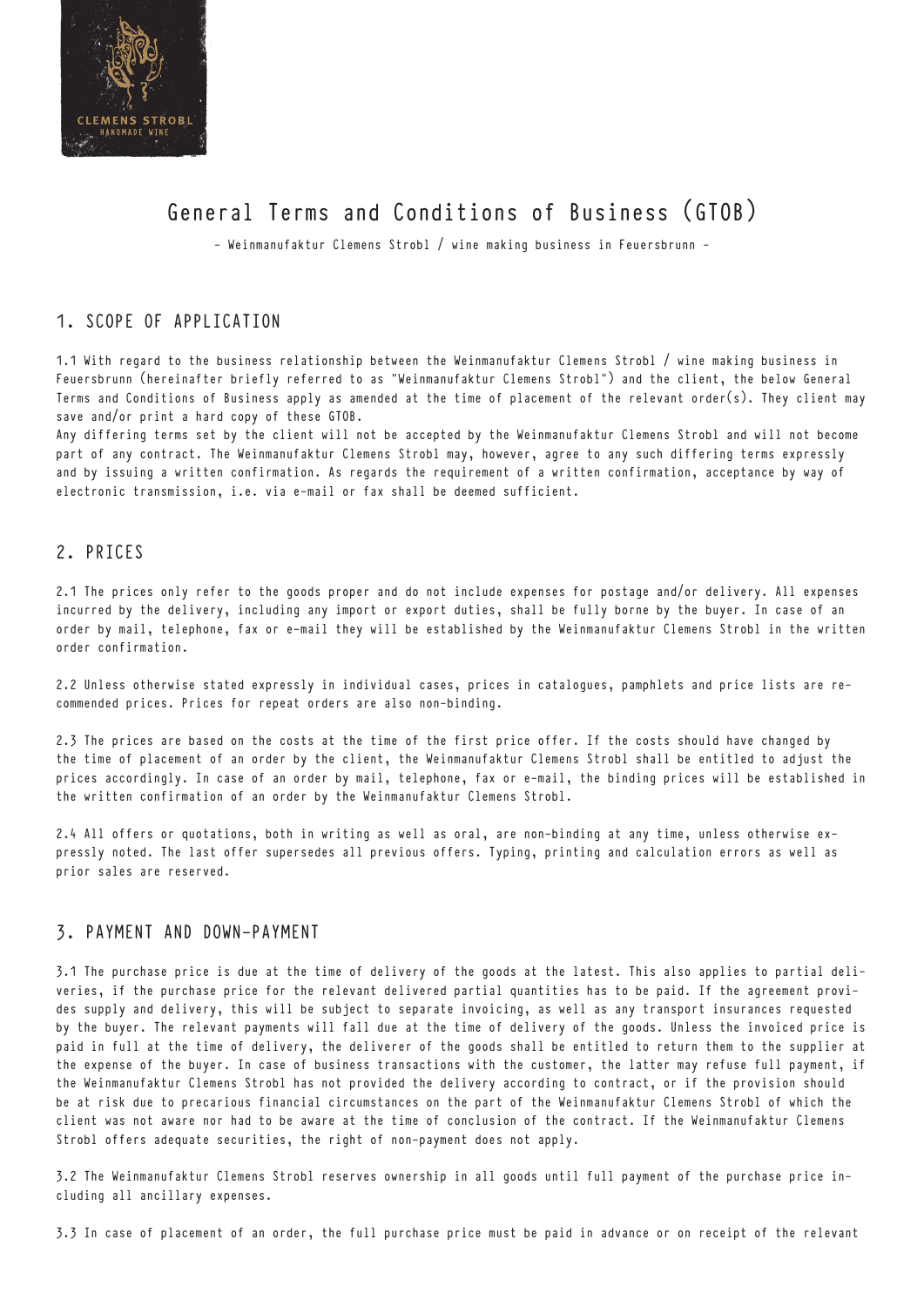# General Terms and Conditions of Business (GTOB)

– Weinmanufaktur Clemens Strobl / wine making business in Feuersbrunn –

## 1. SCOPE OF APPLICATION

1.1 With regard to the business relationship between the Weinmanufaktur Clemens Strobl / wine making business in Feuersbrunn (hereinafter briefly referred to as "Weinmanufaktur Clemens Strobl") and the client, the below General Terms and Conditions of Business apply as amended at the time of placement of the relevant order(s). They client may save and/or print a hard copy of these GTOB.
Any differing terms set by the client will not be accepted by the Weinmanufaktur Clemens Strobl and will not become part of any contract. The Weinmanufaktur Clemens Strobl may, however, agree to any such differing terms expressly and by issuing a written confirmation. As regards the requirement of a written confirmation, acceptance by way of electronic transmission, i.e. via e-mail or fax shall be deemed sufficient.

## 2. PRICES

2.1 The prices only refer to the goods proper and do not include expenses for postage and/or delivery. All expenses incurred by the delivery, including any import or export duties, shall be fully borne by the buyer. In case of an order by mail, telephone, fax or e-mail they will be established by the Weinmanufaktur Clemens Strobl in the written order confirmation.

2.2 Unless otherwise stated expressly in individual cases, prices in catalogues, pamphlets and price lists are recommended prices. Prices for repeat orders are also non-binding.

2.3 The prices are based on the costs at the time of the first price offer. If the costs should have changed by the time of placement of an order by the client, the Weinmanufaktur Clemens Strobl shall be entitled to adjust the prices accordingly. In case of an order by mail, telephone, fax or e-mail, the binding prices will be established in the written confirmation of an order by the Weinmanufaktur Clemens Strobl.

2.4 All offers or quotations, both in writing as well as oral, are non-binding at any time, unless otherwise expressly noted. The last offer supersedes all previous offers. Typing, printing and calculation errors as well as prior sales are reserved.

## 3. PAYMENT AND DOWN-PAYMENT

3.1 The purchase price is due at the time of delivery of the goods at the latest. This also applies to partial deliveries, if the purchase price for the relevant delivered partial quantities has to be paid. If the agreement provides supply and delivery, this will be subject to separate invoicing, as well as any transport insurances requested by the buyer. The relevant payments will fall due at the time of delivery of the goods. Unless the invoiced price is paid in full at the time of delivery, the deliverer of the goods shall be entitled to return them to the supplier at the expense of the buyer. In case of business transactions with the customer, the latter may refuse full payment, if the Weinmanufaktur Clemens Strobl has not provided the delivery according to contract, or if the provision should be at risk due to precarious financial circumstances on the part of the Weinmanufaktur Clemens Strobl of which the client was not aware nor had to be aware at the time of conclusion of the contract. If the Weinmanufaktur Clemens Strobl offers adequate securities, the right of non-payment does not apply.

3.2 The Weinmanufaktur Clemens Strobl reserves ownership in all goods until full payment of the purchase price including all ancillary expenses.

3.3 In case of placement of an order, the full purchase price must be paid in advance or on receipt of the relevant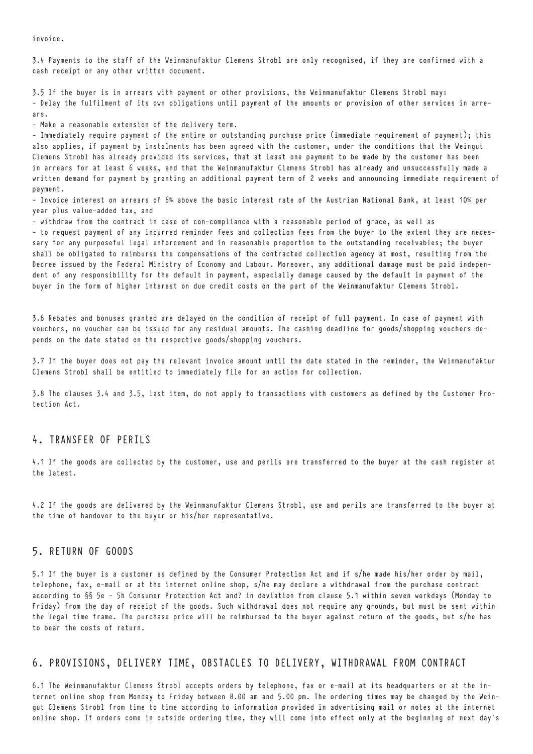invoice.

3.4 Payments to the staff of the Weinmanufaktur Clemens Strobl are only recognised, if they are confirmed with a cash receipt or any other written document.

3.5 If the buyer is in arrears with payment or other provisions, the Weinmanufaktur Clemens Strobl may:
- Delay the fulfilment of its own obligations until payment of the amounts or provision of other services in arrears.
- Make a reasonable extension of the delivery term.
- Immediately require payment of the entire or outstanding purchase price (immediate requirement of payment); this also applies, if payment by instalments has been agreed with the customer, under the conditions that the Weingut Clemens Strobl has already provided its services, that at least one payment to be made by the customer has been in arrears for at least 6 weeks, and that the Weinmanufaktur Clemens Strobl has already and unsuccessfully made a written demand for payment by granting an additional payment term of 2 weeks and announcing immediate requirement of payment.
- Invoice interest on arrears of 6% above the basic interest rate of the Austrian National Bank, at least 10% per year plus value-added tax, and
- withdraw from the contract in case of con-compliance with a reasonable period of grace, as well as
- to request payment of any incurred reminder fees and collection fees from the buyer to the extent they are necessary for any purposeful legal enforcement and in reasonable proportion to the outstanding receivables; the buyer shall be obligated to reimburse the compensations of the contracted collection agency at most, resulting from the Decree issued by the Federal Ministry of Economy and Labour. Moreover, any additional damage must be paid independent of any responsibility for the default in payment, especially damage caused by the default in payment of the buyer in the form of higher interest on due credit costs on the part of the Weinmanufaktur Clemens Strobl.

3.6 Rebates and bonuses granted are delayed on the condition of receipt of full payment. In case of payment with vouchers, no voucher can be issued for any residual amounts. The cashing deadline for goods/shopping vouchers depends on the date stated on the respective goods/shopping vouchers.

3.7 If the buyer does not pay the relevant invoice amount until the date stated in the reminder, the Weinmanufaktur Clemens Strobl shall be entitled to immediately file for an action for collection.

3.8 The clauses 3.4 and 3.5, last item, do not apply to transactions with customers as defined by the Customer Protection Act.

## 4. TRANSFER OF PERILS

4.1 If the goods are collected by the customer, use and perils are transferred to the buyer at the cash register at the latest.

4.2 If the goods are delivered by the Weinmanufaktur Clemens Strobl, use and perils are transferred to the buyer at the time of handover to the buyer or his/her representative.

## 5. RETURN OF GOODS

5.1 If the buyer is a customer as defined by the Consumer Protection Act and if s/he made his/her order by mail, telephone, fax, e-mail or at the internet online shop, s/he may declare a withdrawal from the purchase contract according to §§ 5e - 5h Consumer Protection Act and? in deviation from clause 5.1 within seven workdays (Monday to Friday) from the day of receipt of the goods. Such withdrawal does not require any grounds, but must be sent within the legal time frame. The purchase price will be reimbursed to the buyer against return of the goods, but s/he has to bear the costs of return.

## 6. PROVISIONS, DELIVERY TIME, OBSTACLES TO DELIVERY, WITHDRAWAL FROM CONTRACT

6.1 The Weinmanufaktur Clemens Strobl accepts orders by telephone, fax or e-mail at its headquarters or at the internet online shop from Monday to Friday between 8.00 am and 5.00 pm. The ordering times may be changed by the Weingut Clemens Strobl from time to time according to information provided in advertising mail or notes at the internet online shop. If orders come in outside ordering time, they will come into effect only at the beginning of next day's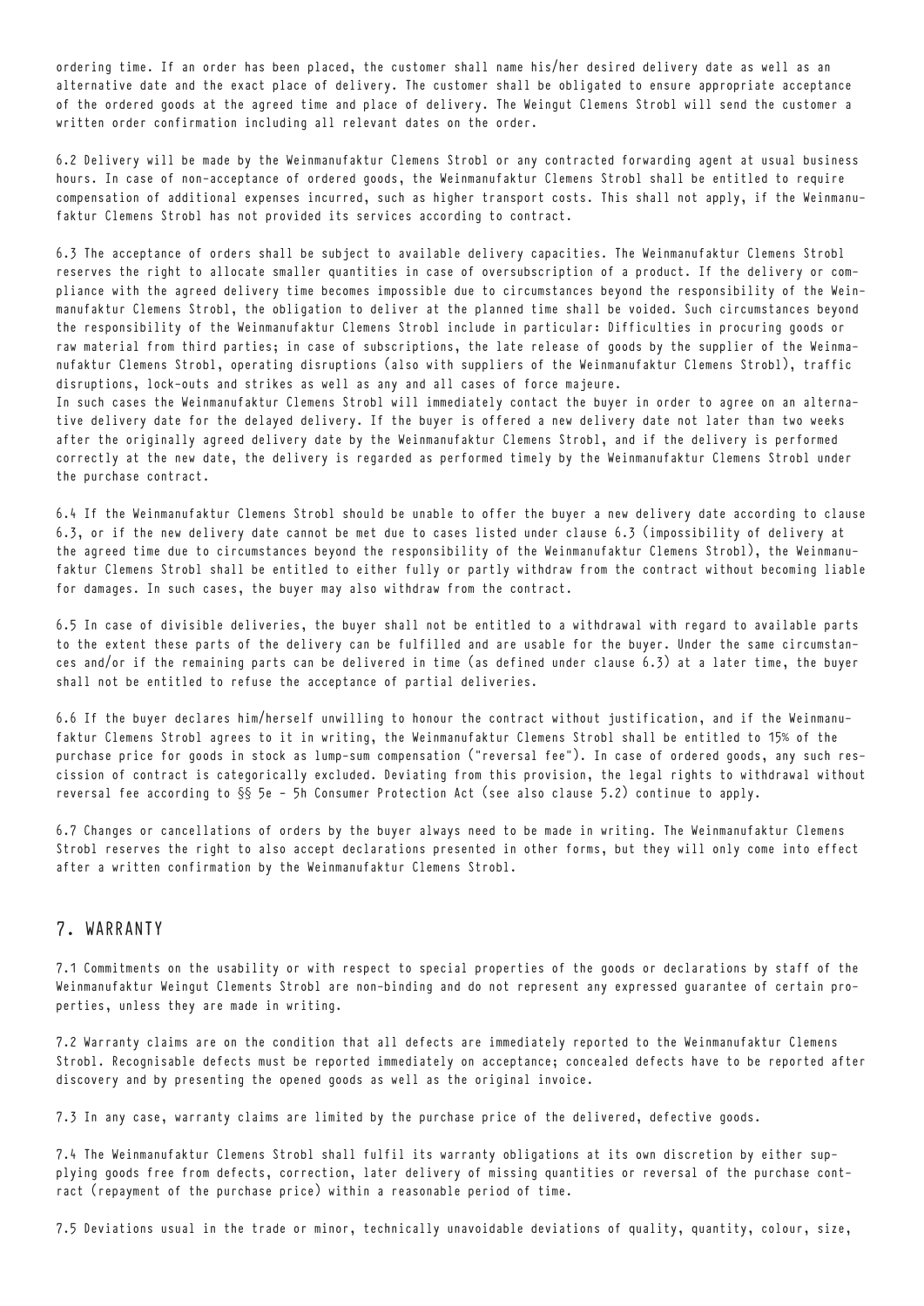ordering time. If an order has been placed, the customer shall name his/her desired delivery date as well as an alternative date and the exact place of delivery. The customer shall be obligated to ensure appropriate acceptance of the ordered goods at the agreed time and place of delivery. The Weingut Clemens Strobl will send the customer a written order confirmation including all relevant dates on the order.

6.2 Delivery will be made by the Weinmanufaktur Clemens Strobl or any contracted forwarding agent at usual business hours. In case of non-acceptance of ordered goods, the Weinmanufaktur Clemens Strobl shall be entitled to require compensation of additional expenses incurred, such as higher transport costs. This shall not apply, if the Weinmanufaktur Clemens Strobl has not provided its services according to contract.

6.3 The acceptance of orders shall be subject to available delivery capacities. The Weinmanufaktur Clemens Strobl reserves the right to allocate smaller quantities in case of oversubscription of a product. If the delivery or compliance with the agreed delivery time becomes impossible due to circumstances beyond the responsibility of the Weinmanufaktur Clemens Strobl, the obligation to deliver at the planned time shall be voided. Such circumstances beyond the responsibility of the Weinmanufaktur Clemens Strobl include in particular: Difficulties in procuring goods or raw material from third parties; in case of subscriptions, the late release of goods by the supplier of the Weinmanufaktur Clemens Strobl, operating disruptions (also with suppliers of the Weinmanufaktur Clemens Strobl), traffic disruptions, lock-outs and strikes as well as any and all cases of force majeure.
In such cases the Weinmanufaktur Clemens Strobl will immediately contact the buyer in order to agree on an alternative delivery date for the delayed delivery. If the buyer is offered a new delivery date not later than two weeks after the originally agreed delivery date by the Weinmanufaktur Clemens Strobl, and if the delivery is performed correctly at the new date, the delivery is regarded as performed timely by the Weinmanufaktur Clemens Strobl under the purchase contract.

6.4 If the Weinmanufaktur Clemens Strobl should be unable to offer the buyer a new delivery date according to clause 6.3, or if the new delivery date cannot be met due to cases listed under clause 6.3 (impossibility of delivery at the agreed time due to circumstances beyond the responsibility of the Weinmanufaktur Clemens Strobl), the Weinmanufaktur Clemens Strobl shall be entitled to either fully or partly withdraw from the contract without becoming liable for damages. In such cases, the buyer may also withdraw from the contract.

6.5 In case of divisible deliveries, the buyer shall not be entitled to a withdrawal with regard to available parts to the extent these parts of the delivery can be fulfilled and are usable for the buyer. Under the same circumstances and/or if the remaining parts can be delivered in time (as defined under clause 6.3) at a later time, the buyer shall not be entitled to refuse the acceptance of partial deliveries.

6.6 If the buyer declares him/herself unwilling to honour the contract without justification, and if the Weinmanufaktur Clemens Strobl agrees to it in writing, the Weinmanufaktur Clemens Strobl shall be entitled to 15% of the purchase price for goods in stock as lump-sum compensation ("reversal fee"). In case of ordered goods, any such rescission of contract is categorically excluded. Deviating from this provision, the legal rights to withdrawal without reversal fee according to §§ 5e - 5h Consumer Protection Act (see also clause 5.2) continue to apply.

6.7 Changes or cancellations of orders by the buyer always need to be made in writing. The Weinmanufaktur Clemens Strobl reserves the right to also accept declarations presented in other forms, but they will only come into effect after a written confirmation by the Weinmanufaktur Clemens Strobl.

## 7. WARRANTY

7.1 Commitments on the usability or with respect to special properties of the goods or declarations by staff of the Weinmanufaktur Weingut Clements Strobl are non-binding and do not represent any expressed guarantee of certain properties, unless they are made in writing.

7.2 Warranty claims are on the condition that all defects are immediately reported to the Weinmanufaktur Clemens Strobl. Recognisable defects must be reported immediately on acceptance; concealed defects have to be reported after discovery and by presenting the opened goods as well as the original invoice.

7.3 In any case, warranty claims are limited by the purchase price of the delivered, defective goods.

7.4 The Weinmanufaktur Clemens Strobl shall fulfil its warranty obligations at its own discretion by either supplying goods free from defects, correction, later delivery of missing quantities or reversal of the purchase contract (repayment of the purchase price) within a reasonable period of time.

7.5 Deviations usual in the trade or minor, technically unavoidable deviations of quality, quantity, colour, size,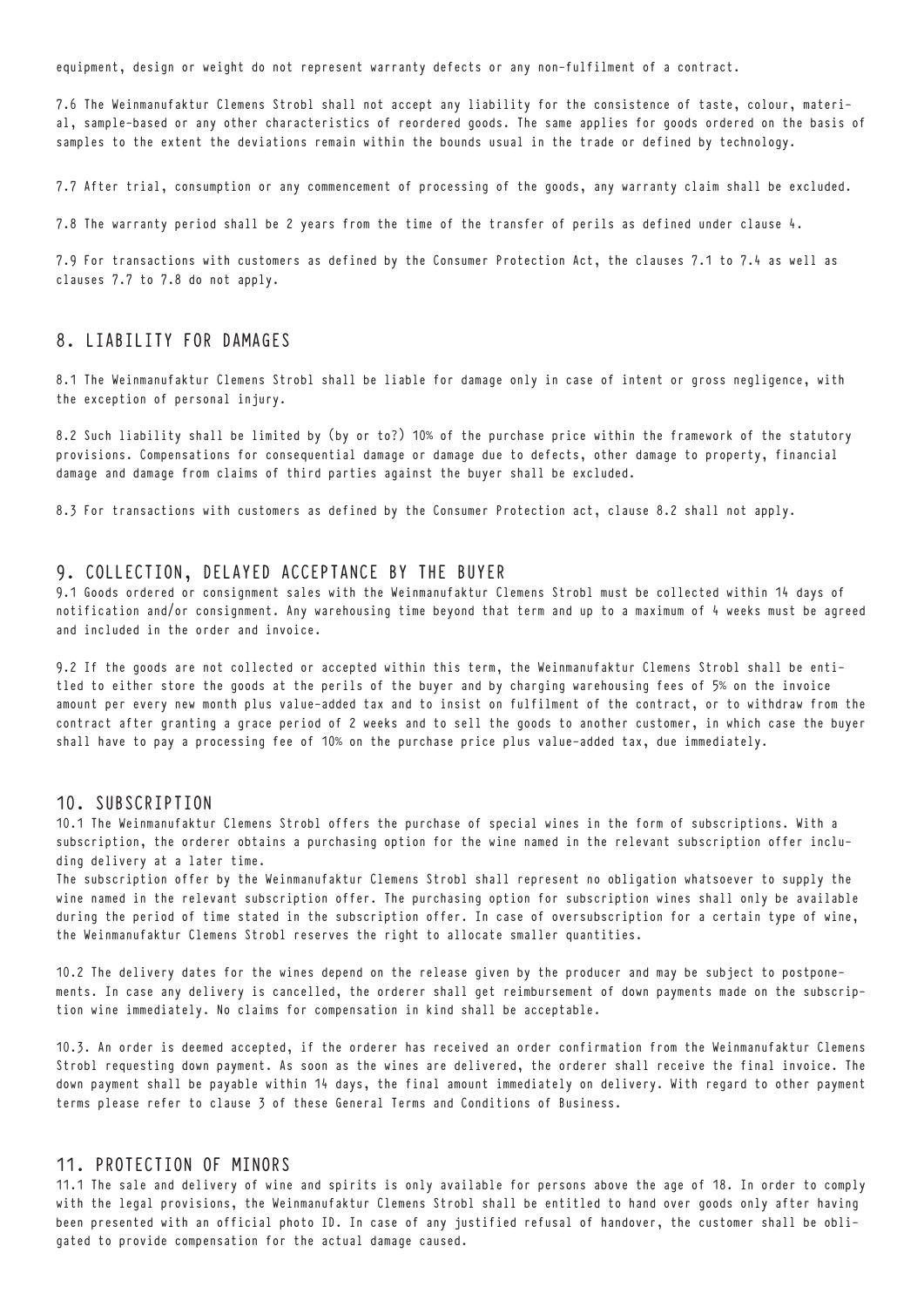equipment, design or weight do not represent warranty defects or any non-fulfilment of a contract.

7.6 The Weinmanufaktur Clemens Strobl shall not accept any liability for the consistence of taste, colour, material, sample-based or any other characteristics of reordered goods. The same applies for goods ordered on the basis of samples to the extent the deviations remain within the bounds usual in the trade or defined by technology.

7.7 After trial, consumption or any commencement of processing of the goods, any warranty claim shall be excluded.

7.8 The warranty period shall be 2 years from the time of the transfer of perils as defined under clause 4.

7.9 For transactions with customers as defined by the Consumer Protection Act, the clauses 7.1 to 7.4 as well as clauses 7.7 to 7.8 do not apply.

## 8. LIABILITY FOR DAMAGES

8.1 The Weinmanufaktur Clemens Strobl shall be liable for damage only in case of intent or gross negligence, with the exception of personal injury.

8.2 Such liability shall be limited by (by or to?) 10% of the purchase price within the framework of the statutory provisions. Compensations for consequential damage or damage due to defects, other damage to property, financial damage and damage from claims of third parties against the buyer shall be excluded.

8.3 For transactions with customers as defined by the Consumer Protection act, clause 8.2 shall not apply.

## 9. COLLECTION, DELAYED ACCEPTANCE BY THE BUYER

9.1 Goods ordered or consignment sales with the Weinmanufaktur Clemens Strobl must be collected within 14 days of notification and/or consignment. Any warehousing time beyond that term and up to a maximum of 4 weeks must be agreed and included in the order and invoice.

9.2 If the goods are not collected or accepted within this term, the Weinmanufaktur Clemens Strobl shall be entitled to either store the goods at the perils of the buyer and by charging warehousing fees of 5% on the invoice amount per every new month plus value-added tax and to insist on fulfilment of the contract, or to withdraw from the contract after granting a grace period of 2 weeks and to sell the goods to another customer, in which case the buyer shall have to pay a processing fee of 10% on the purchase price plus value-added tax, due immediately.

## 10. SUBSCRIPTION

10.1 The Weinmanufaktur Clemens Strobl offers the purchase of special wines in the form of subscriptions. With a subscription, the orderer obtains a purchasing option for the wine named in the relevant subscription offer including delivery at a later time.
The subscription offer by the Weinmanufaktur Clemens Strobl shall represent no obligation whatsoever to supply the wine named in the relevant subscription offer. The purchasing option for subscription wines shall only be available during the period of time stated in the subscription offer. In case of oversubscription for a certain type of wine, the Weinmanufaktur Clemens Strobl reserves the right to allocate smaller quantities.

10.2 The delivery dates for the wines depend on the release given by the producer and may be subject to postponements. In case any delivery is cancelled, the orderer shall get reimbursement of down payments made on the subscription wine immediately. No claims for compensation in kind shall be acceptable.

10.3. An order is deemed accepted, if the orderer has received an order confirmation from the Weinmanufaktur Clemens Strobl requesting down payment. As soon as the wines are delivered, the orderer shall receive the final invoice. The down payment shall be payable within 14 days, the final amount immediately on delivery. With regard to other payment terms please refer to clause 3 of these General Terms and Conditions of Business.

## 11. PROTECTION OF MINORS

11.1 The sale and delivery of wine and spirits is only available for persons above the age of 18. In order to comply with the legal provisions, the Weinmanufaktur Clemens Strobl shall be entitled to hand over goods only after having been presented with an official photo ID. In case of any justified refusal of handover, the customer shall be obligated to provide compensation for the actual damage caused.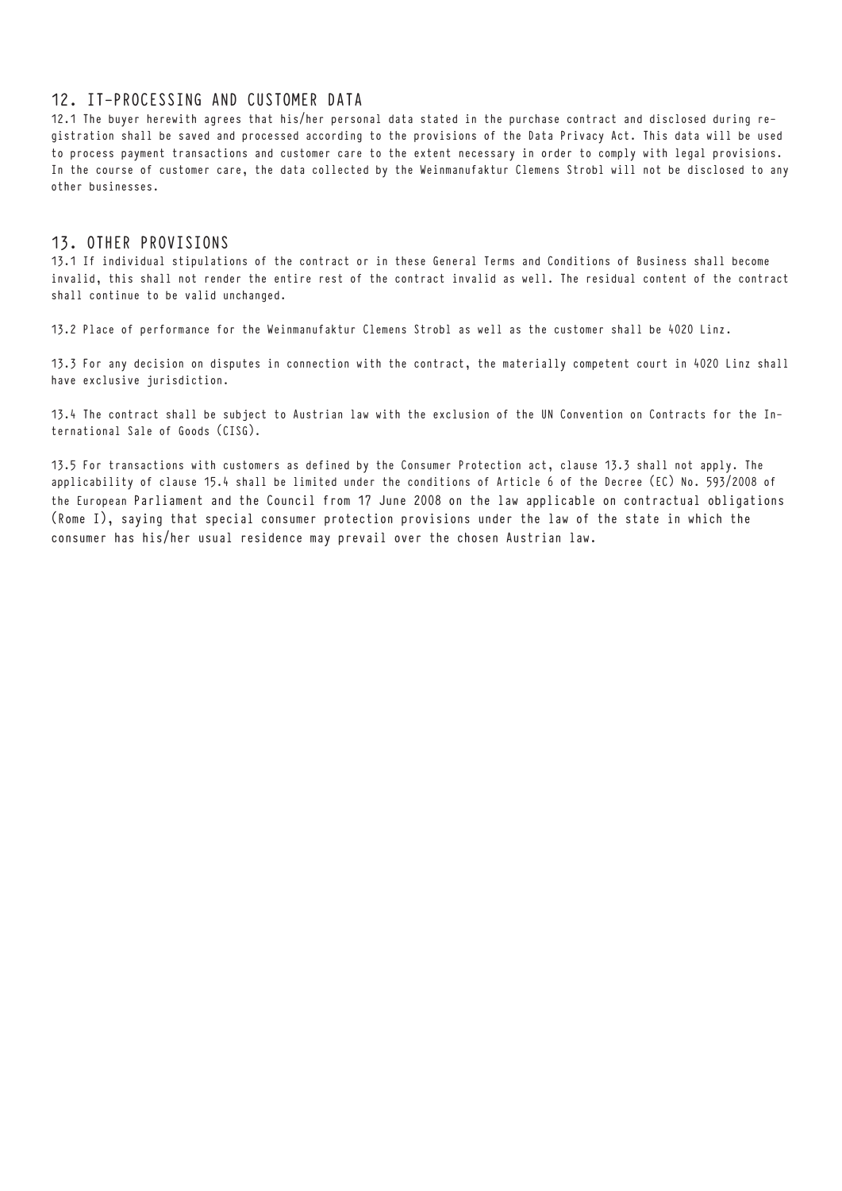## 12. IT-PROCESSING AND CUSTOMER DATA

12.1 The buyer herewith agrees that his/her personal data stated in the purchase contract and disclosed during registration shall be saved and processed according to the provisions of the Data Privacy Act. This data will be used to process payment transactions and customer care to the extent necessary in order to comply with legal provisions. In the course of customer care, the data collected by the Weinmanufaktur Clemens Strobl will not be disclosed to any other businesses.

## 13. OTHER PROVISIONS

13.1 If individual stipulations of the contract or in these General Terms and Conditions of Business shall become invalid, this shall not render the entire rest of the contract invalid as well. The residual content of the contract shall continue to be valid unchanged.

13.2 Place of performance for the Weinmanufaktur Clemens Strobl as well as the customer shall be 4020 Linz.

13.3 For any decision on disputes in connection with the contract, the materially competent court in 4020 Linz shall have exclusive jurisdiction.

13.4 The contract shall be subject to Austrian law with the exclusion of the UN Convention on Contracts for the International Sale of Goods (CISG).

13.5 For transactions with customers as defined by the Consumer Protection act, clause 13.3 shall not apply. The applicability of clause 15.4 shall be limited under the conditions of Article 6 of the Decree (EC) No. 593/2008 of the European Parliament and the Council from 17 June 2008 on the law applicable on contractual obligations (Rome I), saying that special consumer protection provisions under the law of the state in which the consumer has his/her usual residence may prevail over the chosen Austrian law.